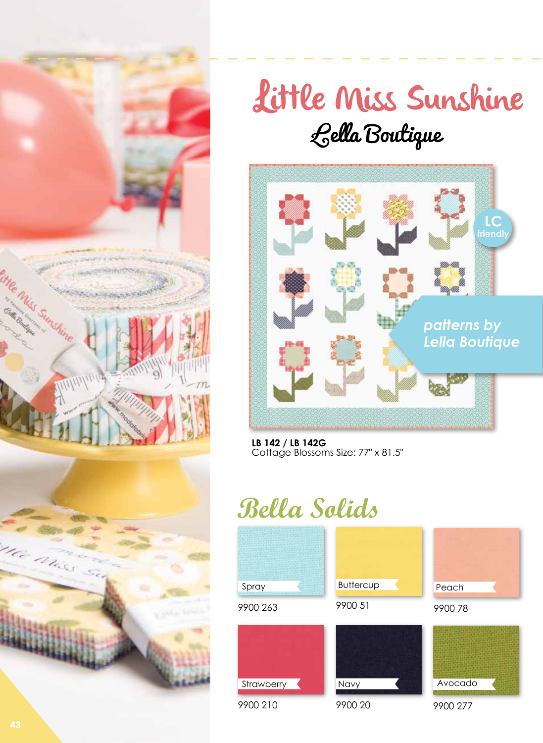# Little Miss Sunshine

## Lella Boutique

LC friendly

*patterns by Lella Boutique*

**LB 142 / LB 142G**
Cottage Blossoms Size: 77" x 81.5"

## Bella Solids

| Spray | Buttercup | Peach |
| --- | --- | --- |
| 9900 263 | 9900 51 | 9900 78 |

| Strawberry | Navy | Avocado |
| --- | --- | --- |
| 9900 210 | 9900 20 | 9900 277 |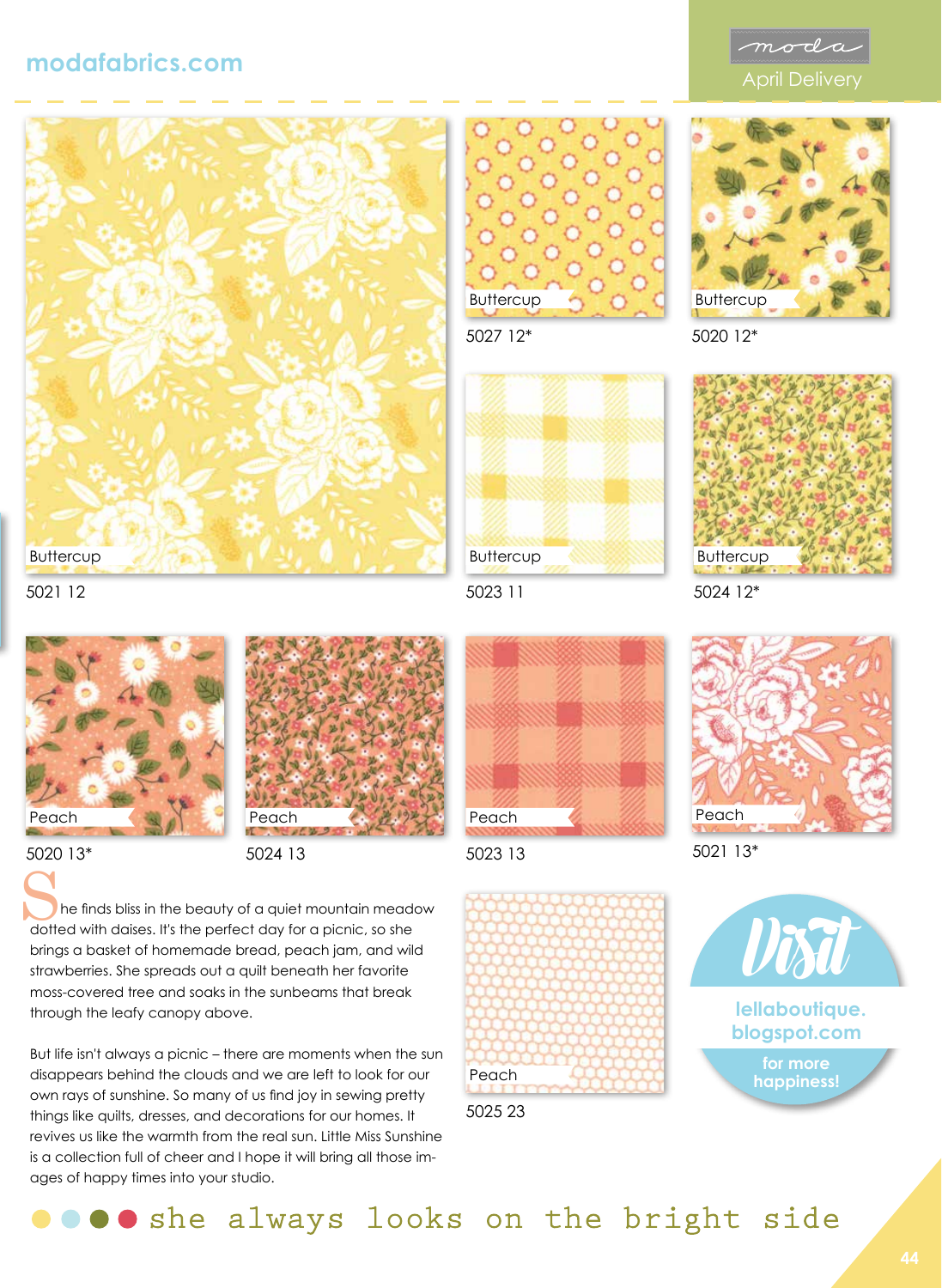modafabrics.com

moda

April Delivery

Buttercup
5021 12

Buttercup
5027 12*

Buttercup
5020 12*

Buttercup
5023 11

Buttercup
5024 12*

Peach
5020 13*

Peach
5024 13

Peach
5023 13

Peach
5021 13*

She finds bliss in the beauty of a quiet mountain meadow dotted with daises. It's the perfect day for a picnic, so she brings a basket of homemade bread, peach jam, and wild strawberries. She spreads out a quilt beneath her favorite moss-covered tree and soaks in the sunbeams that break through the leafy canopy above.

But life isn't always a picnic – there are moments when the sun disappears behind the clouds and we are left to look for our own rays of sunshine. So many of us find joy in sewing pretty things like quilts, dresses, and decorations for our homes. It revives us like the warmth from the real sun. Little Miss Sunshine is a collection full of cheer and I hope it will bring all those images of happy times into your studio.

Peach
5025 23

Visit
lellaboutique.blogspot.com
for more happiness!

she always looks on the bright side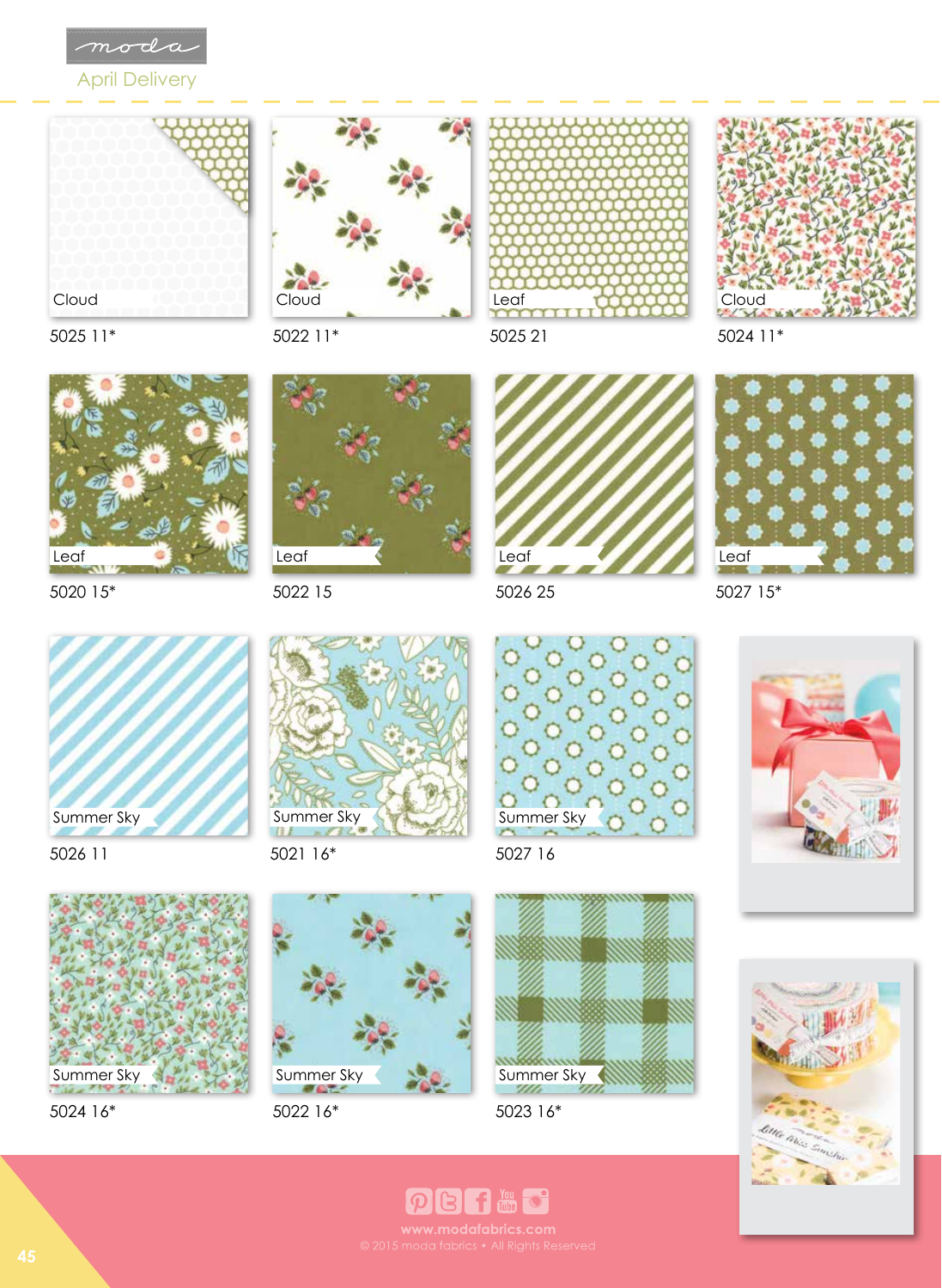moda

April Delivery

Cloud
5025 11*

Cloud
5022 11*

Leaf
5025 21

Cloud
5024 11*

Leaf
5020 15*

Leaf
5022 15

Leaf
5026 25

Leaf
5027 15*

Summer Sky
5026 11

Summer Sky
5021 16*

Summer Sky
5027 16

Summer Sky
5024 16*

Summer Sky
5022 16*

Summer Sky
5023 16*

www.modafabrics.com

© 2015 moda fabrics • All Rights Reserved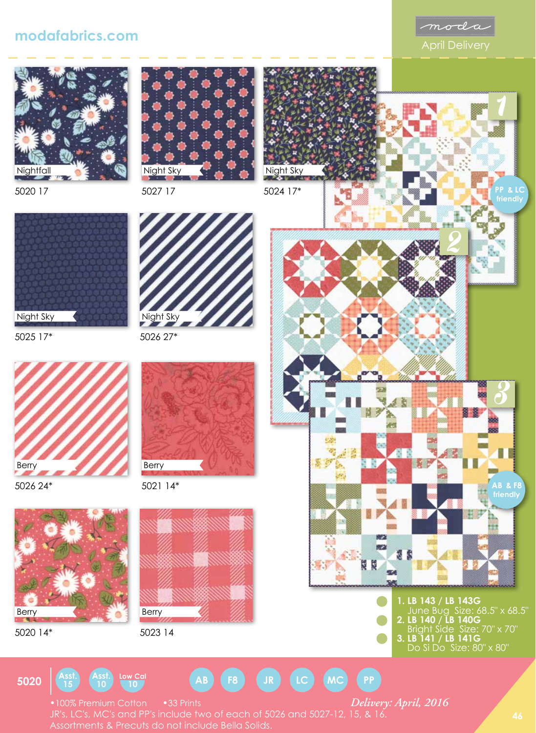modafabrics.com

moda

April Delivery

Nightfall
5020 17

Night Sky
5027 17

Night Sky
5024 17*

Night Sky
5025 17*

Night Sky
5026 27*

Berry
5026 24*

Berry
5021 14*

Berry
5020 14*

Berry
5023 14

1

PP & LC friendly

2

3

AB & F8 friendly

1. LB 143 / LB 143G
June Bug Size: 68.5" x 68.5"
2. LB 140 / LB 140G
Bright Side Size: 70" x 70"
3. LB 141 / LB 141G
Do Si Do Size: 80" x 80"

5020 | Asst. 15 | Asst. 10 | Low Cal 10 | AB | F8 | JR | LC | MC | PP

•100% Premium Cotton •33 Prints

*Delivery: April, 2016*

JR's, LC's, MC's and PP's include two of each of 5026 and 5027-12, 15, & 16.
Assortments & Precuts do not include Bella Solids.